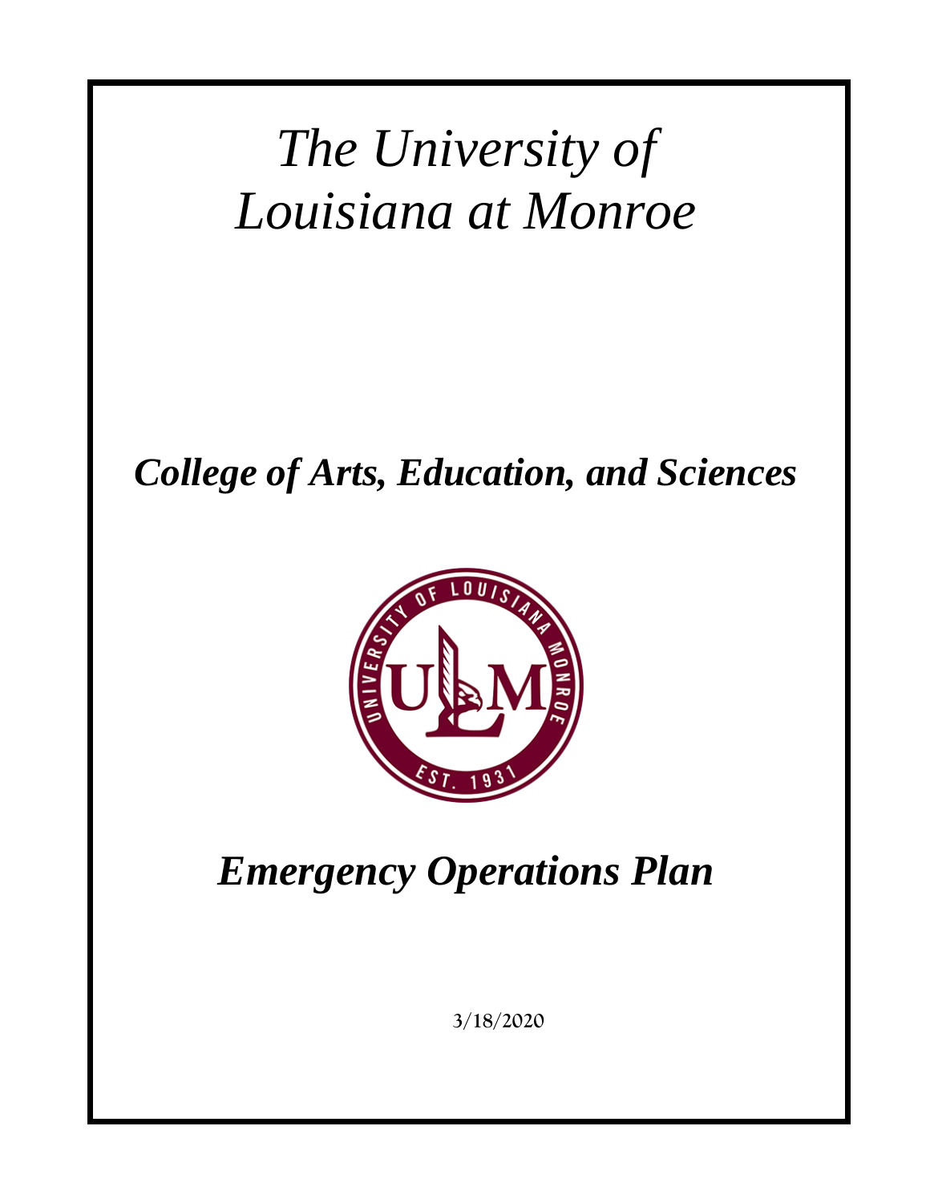# *The University of Louisiana at Monroe*

## ***College of Arts, Education, and Sciences***

## ***Emergency Operations Plan***

3/18/2020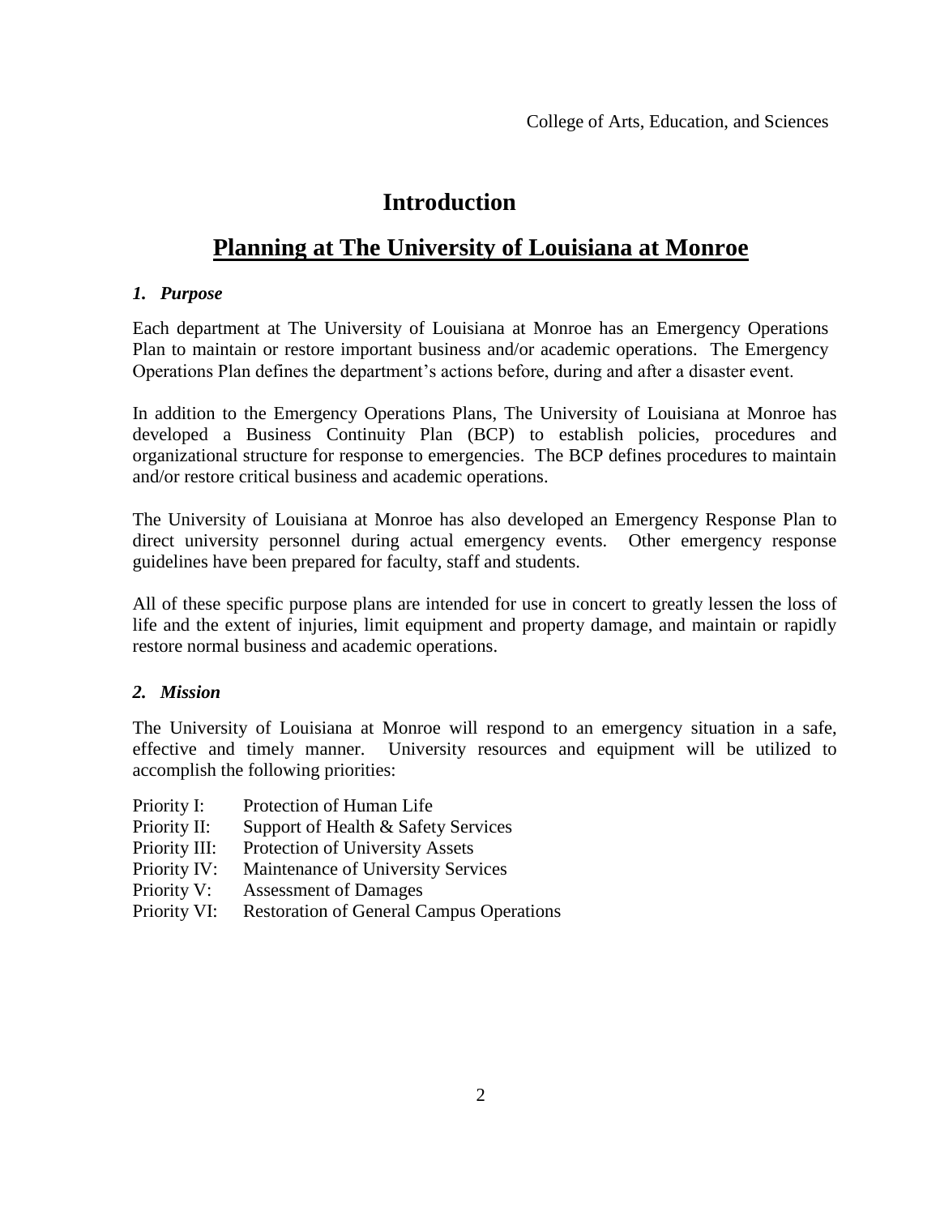# Introduction

## Planning at The University of Louisiana at Monroe

### *1. Purpose*

Each department at The University of Louisiana at Monroe has an Emergency Operations Plan to maintain or restore important business and/or academic operations. The Emergency Operations Plan defines the department's actions before, during and after a disaster event.

In addition to the Emergency Operations Plans, The University of Louisiana at Monroe has developed a Business Continuity Plan (BCP) to establish policies, procedures and organizational structure for response to emergencies. The BCP defines procedures to maintain and/or restore critical business and academic operations.

The University of Louisiana at Monroe has also developed an Emergency Response Plan to direct university personnel during actual emergency events. Other emergency response guidelines have been prepared for faculty, staff and students.

All of these specific purpose plans are intended for use in concert to greatly lessen the loss of life and the extent of injuries, limit equipment and property damage, and maintain or rapidly restore normal business and academic operations.

### *2. Mission*

The University of Louisiana at Monroe will respond to an emergency situation in a safe, effective and timely manner. University resources and equipment will be utilized to accomplish the following priorities:

- Priority I: Protection of Human Life
- Priority II: Support of Health & Safety Services
- Priority III: Protection of University Assets
- Priority IV: Maintenance of University Services
- Priority V: Assessment of Damages
- Priority VI: Restoration of General Campus Operations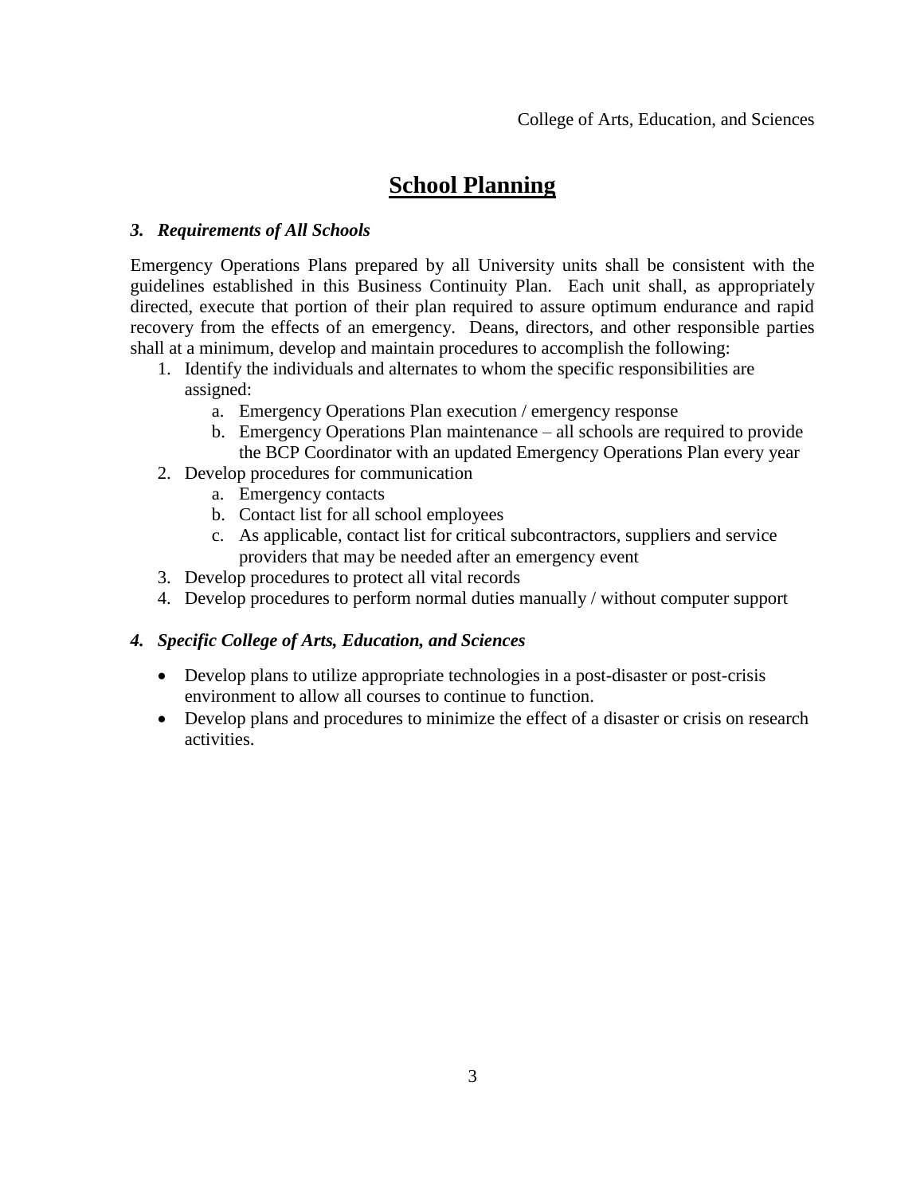# School Planning

### *3. Requirements of All Schools*

Emergency Operations Plans prepared by all University units shall be consistent with the guidelines established in this Business Continuity Plan. Each unit shall, as appropriately directed, execute that portion of their plan required to assure optimum endurance and rapid recovery from the effects of an emergency. Deans, directors, and other responsible parties shall at a minimum, develop and maintain procedures to accomplish the following:

1. Identify the individuals and alternates to whom the specific responsibilities are assigned:
   a. Emergency Operations Plan execution / emergency response
   b. Emergency Operations Plan maintenance – all schools are required to provide the BCP Coordinator with an updated Emergency Operations Plan every year
2. Develop procedures for communication
   a. Emergency contacts
   b. Contact list for all school employees
   c. As applicable, contact list for critical subcontractors, suppliers and service providers that may be needed after an emergency event
3. Develop procedures to protect all vital records
4. Develop procedures to perform normal duties manually / without computer support

### *4. Specific College of Arts, Education, and Sciences*

- Develop plans to utilize appropriate technologies in a post-disaster or post-crisis environment to allow all courses to continue to function.
- Develop plans and procedures to minimize the effect of a disaster or crisis on research activities.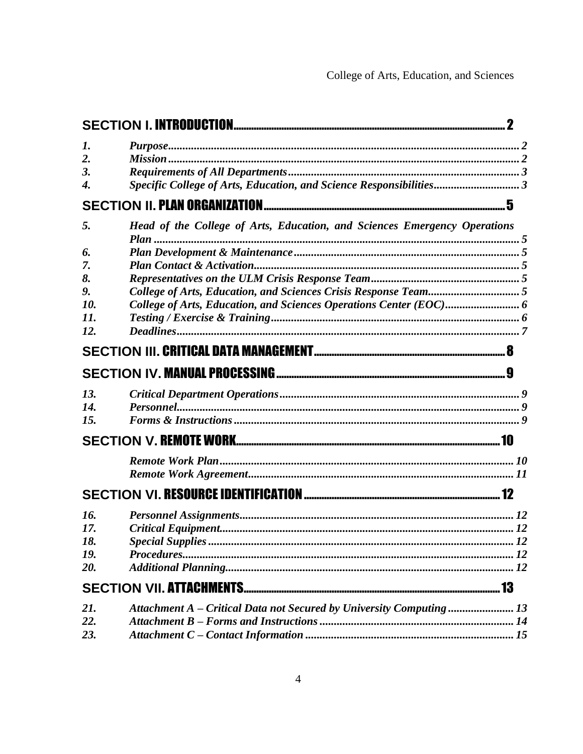**SECTION I. INTRODUCTION** .......... 2

*1. Purpose* .......... *2*
*2. Mission* .......... *2*
*3. Requirements of All Departments* .......... *3*
*4. Specific College of Arts, Education, and Science Responsibilities* .......... *3*

**SECTION II. PLAN ORGANIZATION** .......... 5

*5. Head of the College of Arts, Education, and Sciences Emergency Operations Plan* .......... *5*
*6. Plan Development & Maintenance* .......... *5*
*7. Plan Contact & Activation* .......... *5*
*8. Representatives on the ULM Crisis Response Team* .......... *5*
*9. College of Arts, Education, and Sciences Crisis Response Team* .......... *5*
*10. College of Arts, Education, and Sciences Operations Center (EOC)* .......... *6*
*11. Testing / Exercise & Training* .......... *6*
*12. Deadlines* .......... *7*

**SECTION III. CRITICAL DATA MANAGEMENT** .......... 8

**SECTION IV. MANUAL PROCESSING** .......... 9

*13. Critical Department Operations* .......... *9*
*14. Personnel* .......... *9*
*15. Forms & Instructions* .......... *9*

**SECTION V. REMOTE WORK** .......... 10

*Remote Work Plan* .......... *10*
*Remote Work Agreement* .......... *11*

**SECTION VI. RESOURCE IDENTIFICATION** .......... 12

*16. Personnel Assignments* .......... *12*
*17. Critical Equipment* .......... *12*
*18. Special Supplies* .......... *12*
*19. Procedures* .......... *12*
*20. Additional Planning* .......... *12*

**SECTION VII. ATTACHMENTS** .......... 13

*21. Attachment A – Critical Data not Secured by University Computing* .......... *13*
*22. Attachment B – Forms and Instructions* .......... *14*
*23. Attachment C – Contact Information* .......... *15*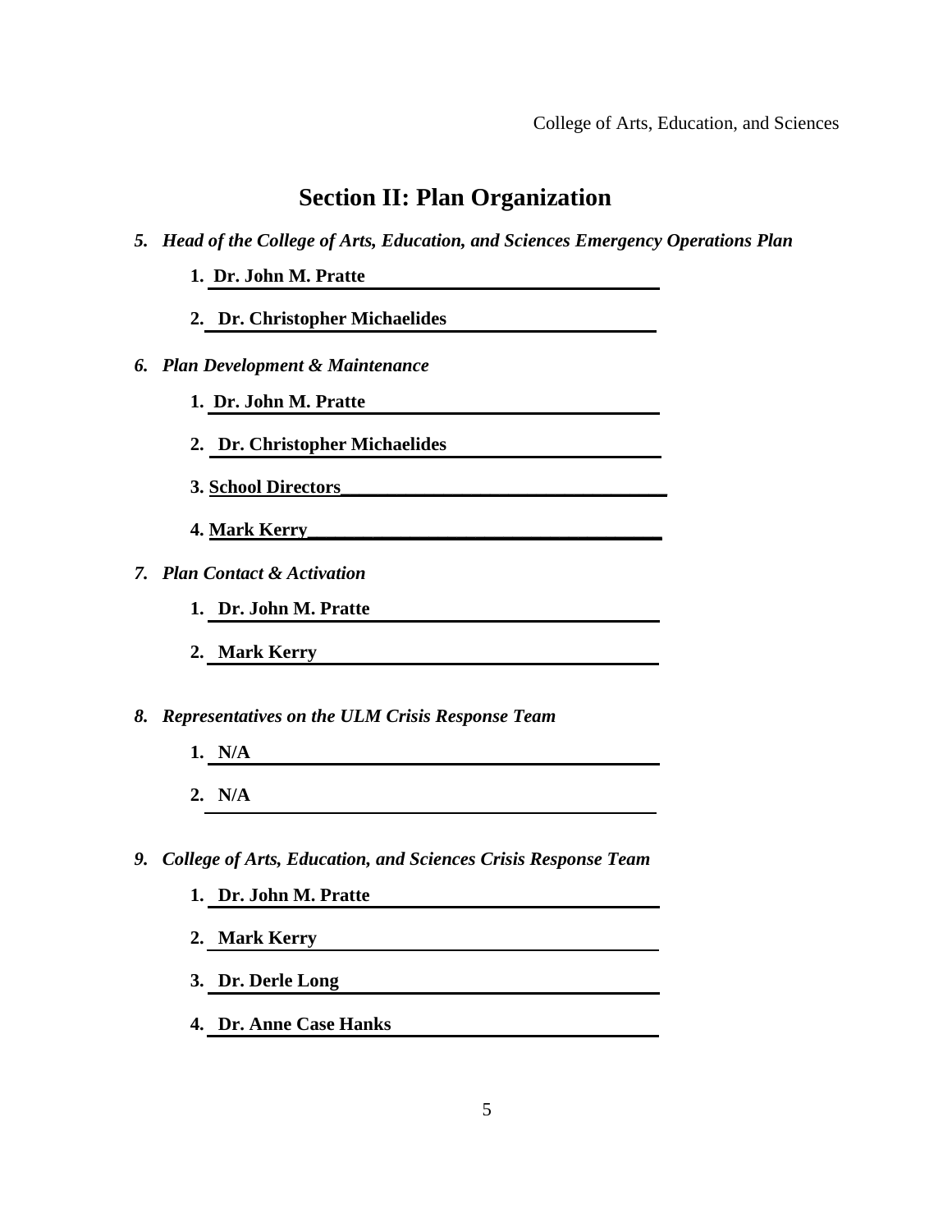# Section II: Plan Organization

*5. **Head of the College of Arts, Education, and Sciences Emergency Operations Plan***

1. **Dr. John M. Pratte**
2. **Dr. Christopher Michaelides**

*6. **Plan Development & Maintenance***

1. **Dr. John M. Pratte**
2. **Dr. Christopher Michaelides**
3. **School Directors**
4. **Mark Kerry**

*7. **Plan Contact & Activation***

1. **Dr. John M. Pratte**
2. **Mark Kerry**

*8. **Representatives on the ULM Crisis Response Team***

1. **N/A**
2. **N/A**

*9. **College of Arts, Education, and Sciences Crisis Response Team***

1. **Dr. John M. Pratte**
2. **Mark Kerry**
3. **Dr. Derle Long**
4. **Dr. Anne Case Hanks**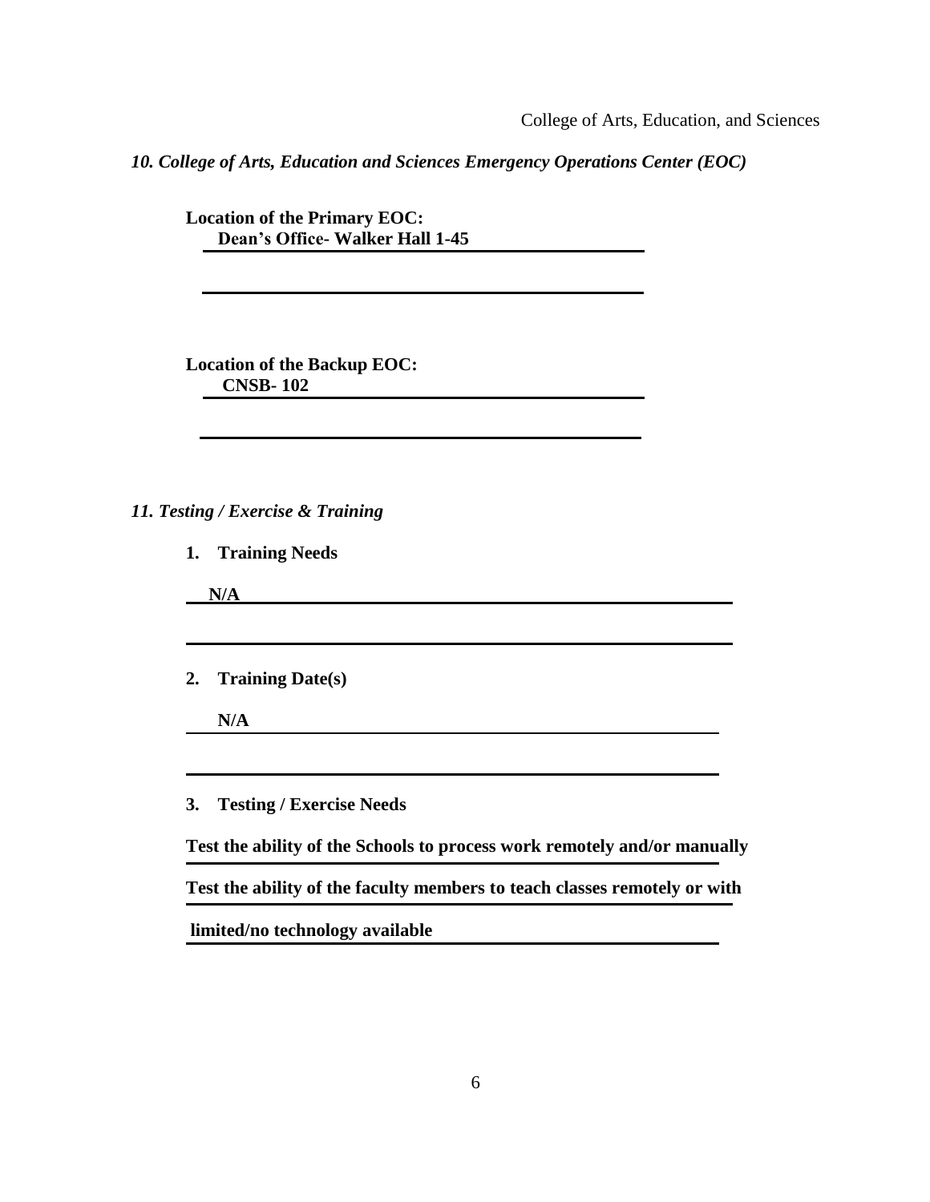## *10. College of Arts, Education and Sciences Emergency Operations Center (EOC)*

**Location of the Primary EOC:**
**Dean's Office- Walker Hall 1-45**

**Location of the Backup EOC:**
**CNSB- 102**

## *11. Testing / Exercise & Training*

1. **Training Needs**

   **N/A**

2. **Training Date(s)**

   **N/A**

3. **Testing / Exercise Needs**

   **Test the ability of the Schools to process work remotely and/or manually**

   **Test the ability of the faculty members to teach classes remotely or with limited/no technology available**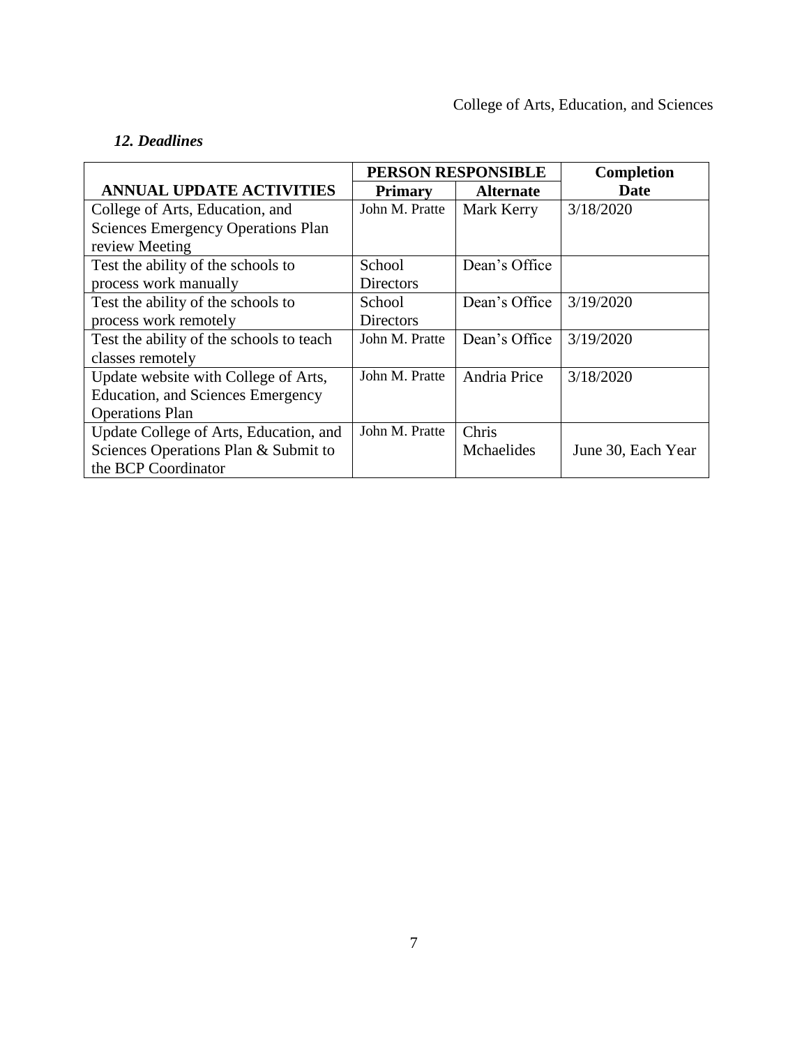### *12. Deadlines*

| ANNUAL UPDATE ACTIVITIES | PERSON RESPONSIBLE | | Completion Date |
|---|---|---|---|
| | **Primary** | **Alternate** | |
| College of Arts, Education, and Sciences Emergency Operations Plan review Meeting | John M. Pratte | Mark Kerry | 3/18/2020 |
| Test the ability of the schools to process work manually | School Directors | Dean's Office | |
| Test the ability of the schools to process work remotely | School Directors | Dean's Office | 3/19/2020 |
| Test the ability of the schools to teach classes remotely | John M. Pratte | Dean's Office | 3/19/2020 |
| Update website with College of Arts, Education, and Sciences Emergency Operations Plan | John M. Pratte | Andria Price | 3/18/2020 |
| Update College of Arts, Education, and Sciences Operations Plan & Submit to the BCP Coordinator | John M. Pratte | Chris Mchaelides | June 30, Each Year |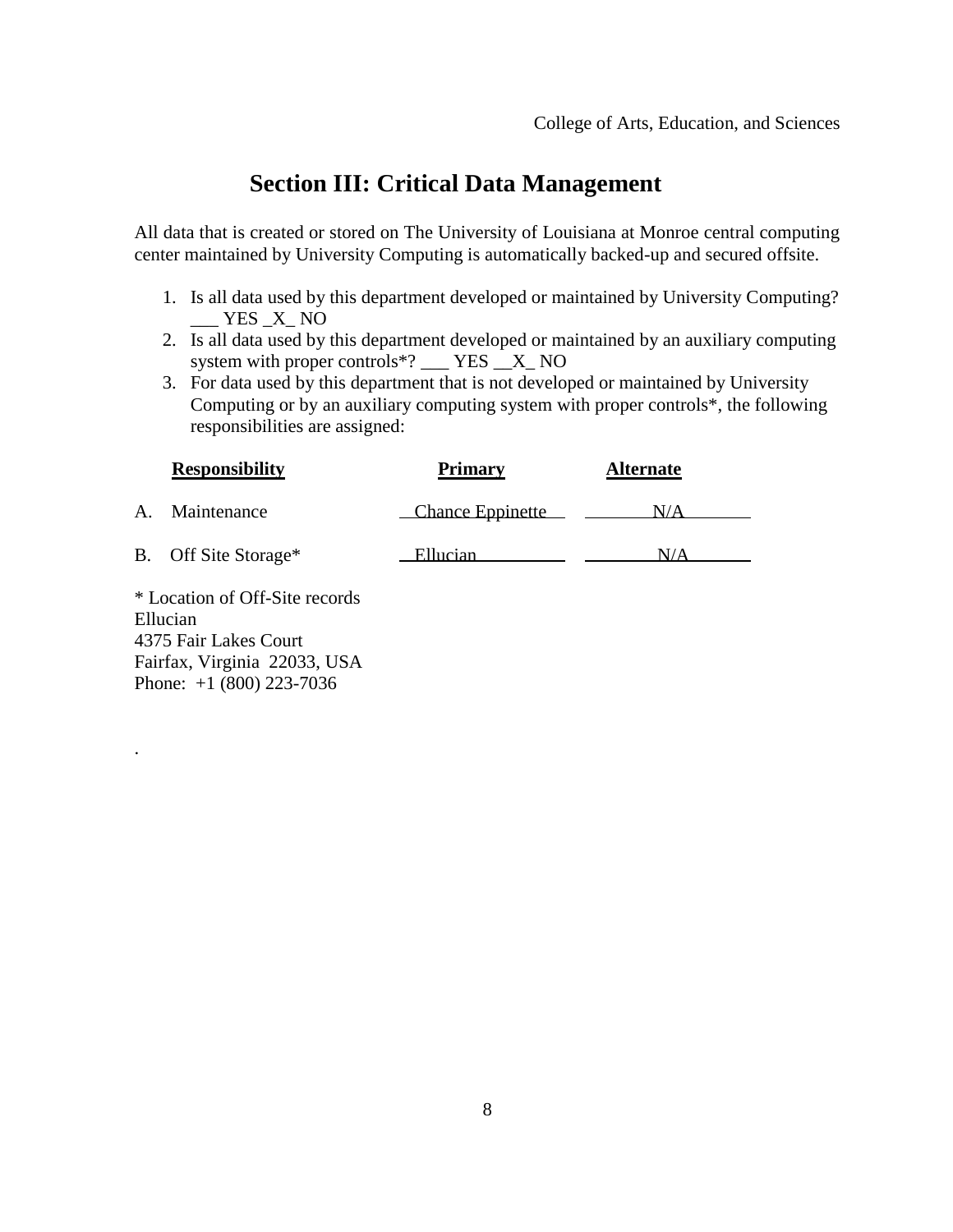## Section III: Critical Data Management

All data that is created or stored on The University of Louisiana at Monroe central computing center maintained by University Computing is automatically backed-up and secured offsite.

1. Is all data used by this department developed or maintained by University Computing? ___ YES _X_ NO
2. Is all data used by this department developed or maintained by an auxiliary computing system with proper controls*? ___ YES __X_ NO
3. For data used by this department that is not developed or maintained by University Computing or by an auxiliary computing system with proper controls*, the following responsibilities are assigned:

| Responsibility | Primary | Alternate |
|---|---|---|
| A. Maintenance | Chance Eppinette | N/A |
| B. Off Site Storage* | Ellucian | N/A |

\* Location of Off-Site records
Ellucian
4375 Fair Lakes Court
Fairfax, Virginia 22033, USA
Phone: +1 (800) 223-7036

.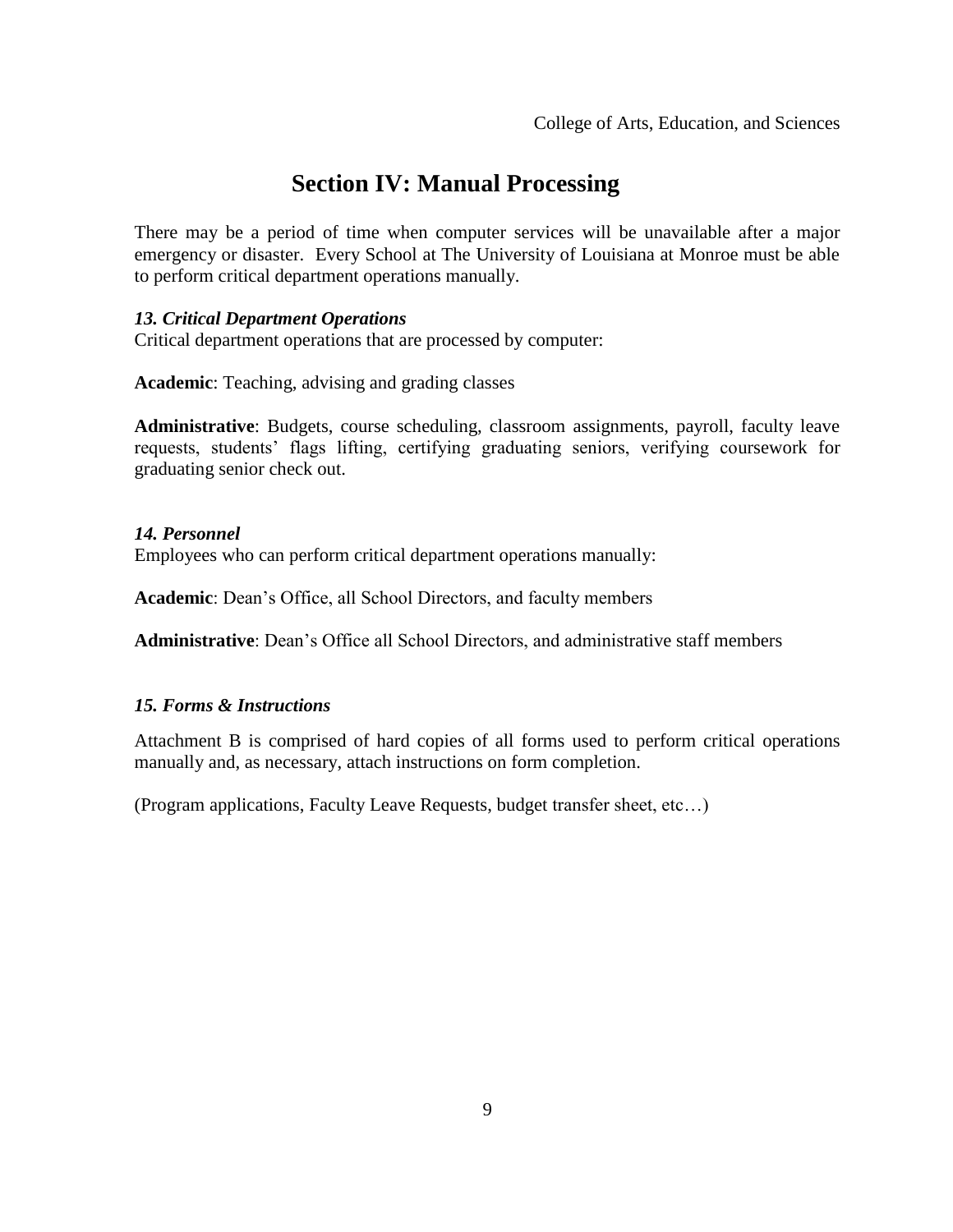# Section IV: Manual Processing

There may be a period of time when computer services will be unavailable after a major emergency or disaster. Every School at The University of Louisiana at Monroe must be able to perform critical department operations manually.

***13. Critical Department Operations***

Critical department operations that are processed by computer:

**Academic**: Teaching, advising and grading classes

**Administrative**: Budgets, course scheduling, classroom assignments, payroll, faculty leave requests, students' flags lifting, certifying graduating seniors, verifying coursework for graduating senior check out.

***14. Personnel***

Employees who can perform critical department operations manually:

**Academic**: Dean's Office, all School Directors, and faculty members

**Administrative**: Dean's Office all School Directors, and administrative staff members

***15. Forms & Instructions***

Attachment B is comprised of hard copies of all forms used to perform critical operations manually and, as necessary, attach instructions on form completion.

(Program applications, Faculty Leave Requests, budget transfer sheet, etc…)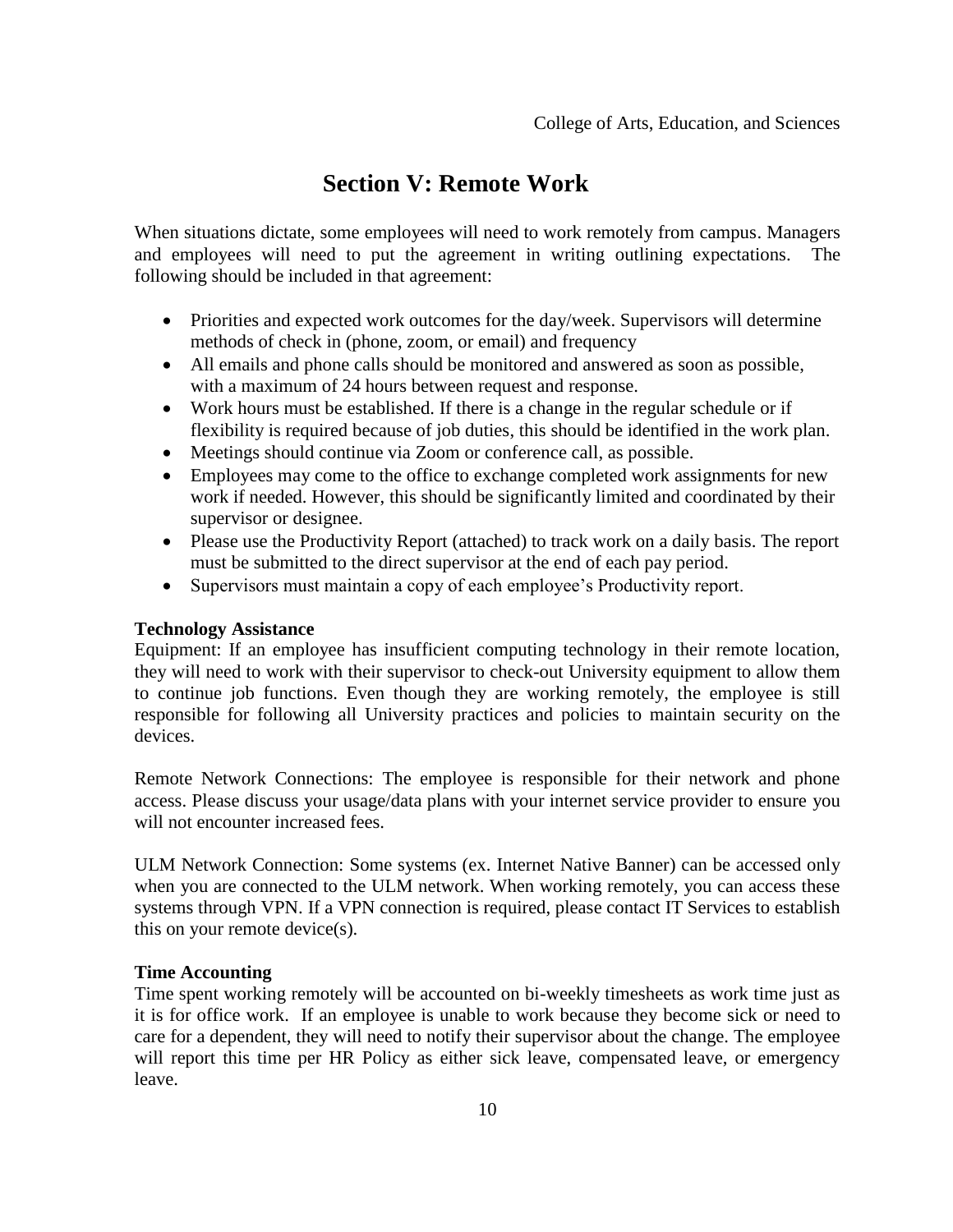# Section V: Remote Work

When situations dictate, some employees will need to work remotely from campus. Managers and employees will need to put the agreement in writing outlining expectations. The following should be included in that agreement:

- Priorities and expected work outcomes for the day/week. Supervisors will determine methods of check in (phone, zoom, or email) and frequency
- All emails and phone calls should be monitored and answered as soon as possible, with a maximum of 24 hours between request and response.
- Work hours must be established. If there is a change in the regular schedule or if flexibility is required because of job duties, this should be identified in the work plan.
- Meetings should continue via Zoom or conference call, as possible.
- Employees may come to the office to exchange completed work assignments for new work if needed. However, this should be significantly limited and coordinated by their supervisor or designee.
- Please use the Productivity Report (attached) to track work on a daily basis. The report must be submitted to the direct supervisor at the end of each pay period.
- Supervisors must maintain a copy of each employee's Productivity report.

**Technology Assistance**

Equipment: If an employee has insufficient computing technology in their remote location, they will need to work with their supervisor to check-out University equipment to allow them to continue job functions. Even though they are working remotely, the employee is still responsible for following all University practices and policies to maintain security on the devices.

Remote Network Connections: The employee is responsible for their network and phone access. Please discuss your usage/data plans with your internet service provider to ensure you will not encounter increased fees.

ULM Network Connection: Some systems (ex. Internet Native Banner) can be accessed only when you are connected to the ULM network. When working remotely, you can access these systems through VPN. If a VPN connection is required, please contact IT Services to establish this on your remote device(s).

**Time Accounting**

Time spent working remotely will be accounted on bi-weekly timesheets as work time just as it is for office work. If an employee is unable to work because they become sick or need to care for a dependent, they will need to notify their supervisor about the change. The employee will report this time per HR Policy as either sick leave, compensated leave, or emergency leave.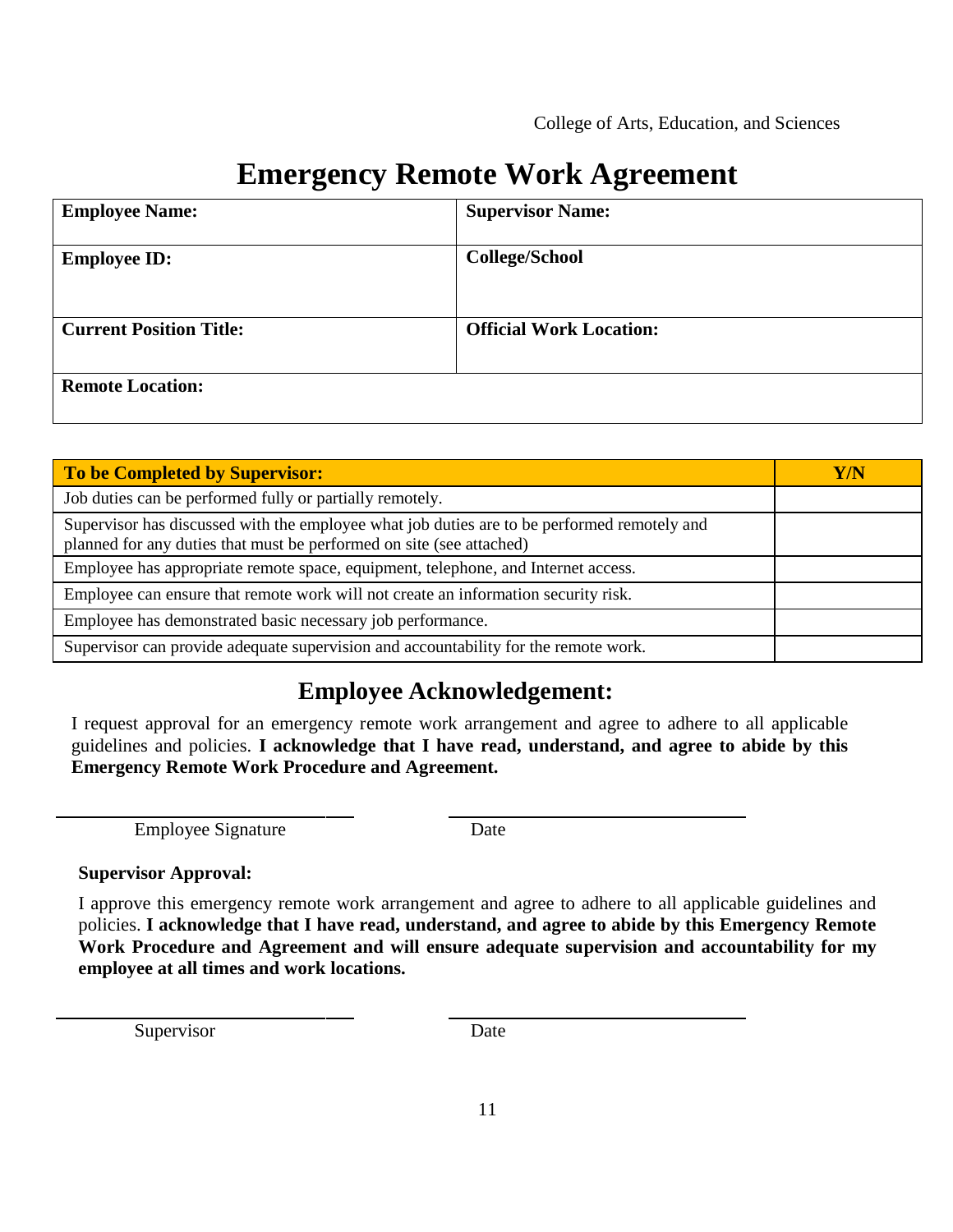College of Arts, Education, and Sciences

# Emergency Remote Work Agreement

| **Employee Name:** | **Supervisor Name:** |
|---|---|
| **Employee ID:** | **College/School** |
| **Current Position Title:** | **Official Work Location:** |
| **Remote Location:** | |

| **To be Completed by Supervisor:** | **Y/N** |
|---|---|
| Job duties can be performed fully or partially remotely. | |
| Supervisor has discussed with the employee what job duties are to be performed remotely and planned for any duties that must be performed on site (see attached) | |
| Employee has appropriate remote space, equipment, telephone, and Internet access. | |
| Employee can ensure that remote work will not create an information security risk. | |
| Employee has demonstrated basic necessary job performance. | |
| Supervisor can provide adequate supervision and accountability for the remote work. | |

## Employee Acknowledgement:

I request approval for an emergency remote work arrangement and agree to adhere to all applicable guidelines and policies. **I acknowledge that I have read, understand, and agree to abide by this Emergency Remote Work Procedure and Agreement.**

\_\_\_\_\_\_\_\_\_\_\_\_\_\_\_\_\_\_\_\_\_\_\_\_\_\_\_\_ \_\_\_\_\_\_\_\_\_\_\_\_\_\_\_\_\_\_\_\_\_\_\_\_\_\_\_\_

Employee Signature Date

**Supervisor Approval:**

I approve this emergency remote work arrangement and agree to adhere to all applicable guidelines and policies. **I acknowledge that I have read, understand, and agree to abide by this Emergency Remote Work Procedure and Agreement and will ensure adequate supervision and accountability for my employee at all times and work locations.**

\_\_\_\_\_\_\_\_\_\_\_\_\_\_\_\_\_\_\_\_\_\_\_\_\_\_\_\_ \_\_\_\_\_\_\_\_\_\_\_\_\_\_\_\_\_\_\_\_\_\_\_\_\_\_\_\_

Supervisor Date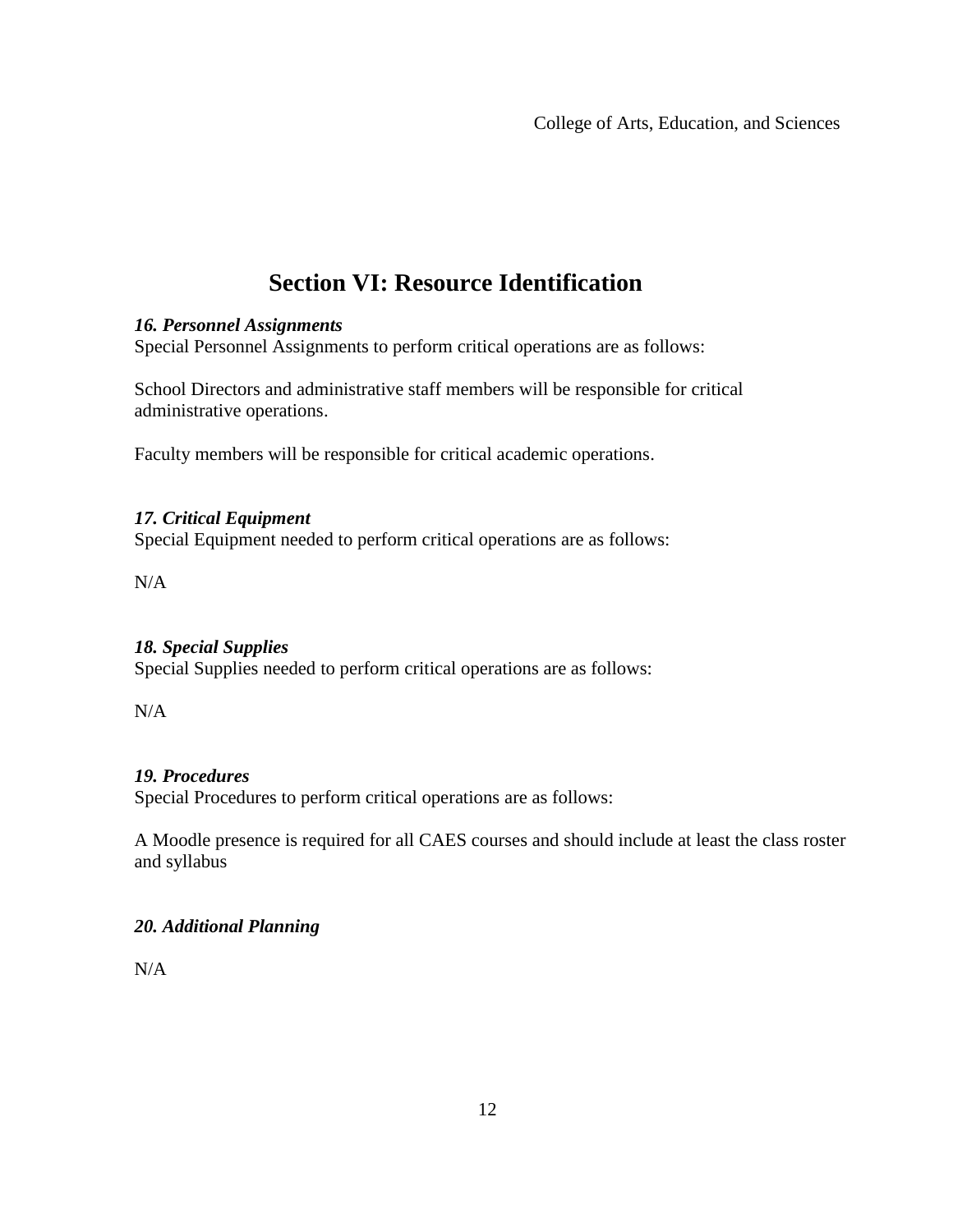## Section VI: Resource Identification

***16. Personnel Assignments***
Special Personnel Assignments to perform critical operations are as follows:

School Directors and administrative staff members will be responsible for critical administrative operations.

Faculty members will be responsible for critical academic operations.

***17. Critical Equipment***
Special Equipment needed to perform critical operations are as follows:

N/A

***18. Special Supplies***
Special Supplies needed to perform critical operations are as follows:

N/A

***19. Procedures***
Special Procedures to perform critical operations are as follows:

A Moodle presence is required for all CAES courses and should include at least the class roster and syllabus

***20. Additional Planning***

N/A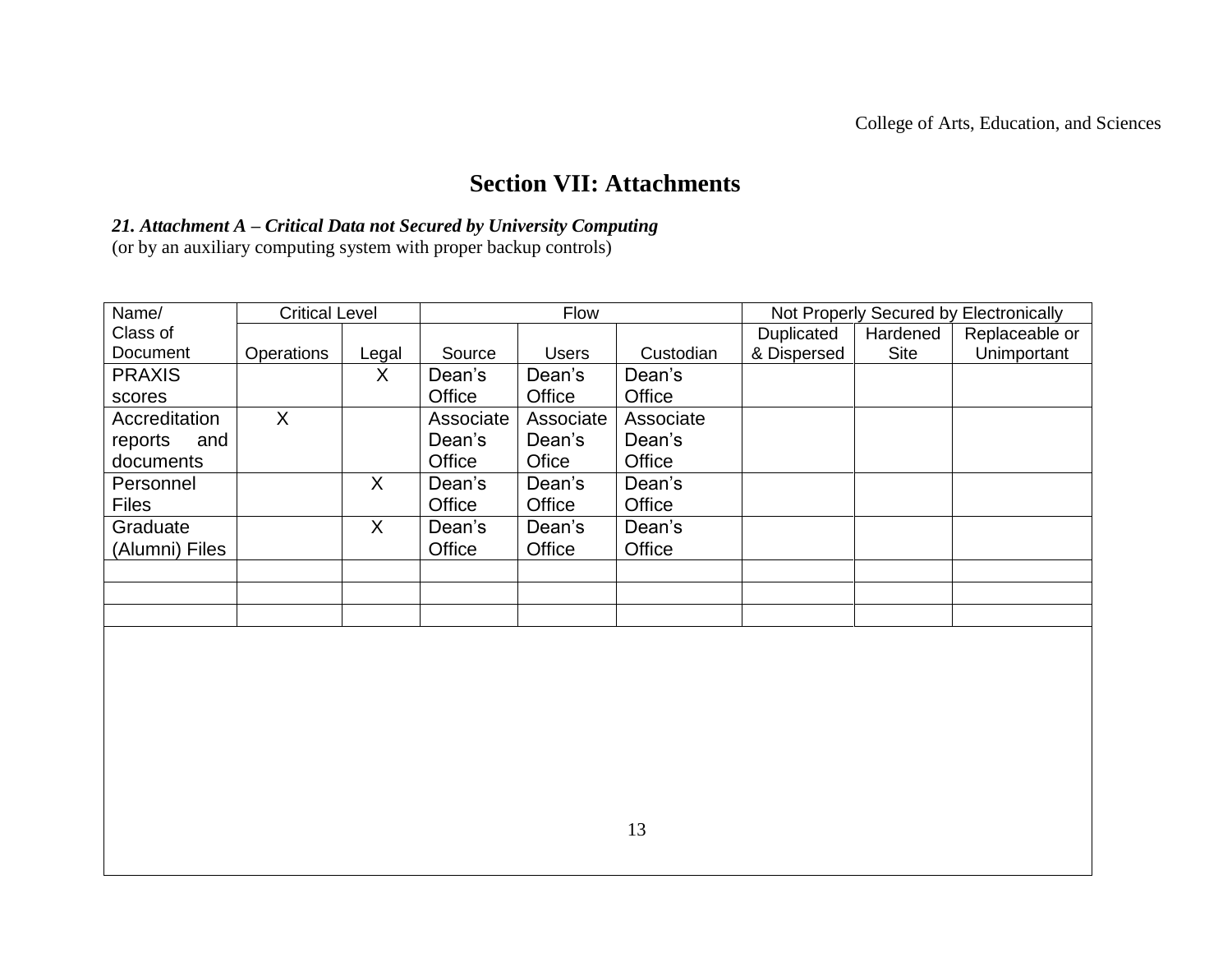# Section VII: Attachments

***21. Attachment A – Critical Data not Secured by University Computing***
(or by an auxiliary computing system with proper backup controls)

| Name/ Class of Document | Critical Level | | Flow | | | Not Properly Secured by Electronically | | |
|---|---|---|---|---|---|---|---|---|
| | Operations | Legal | Source | Users | Custodian | Duplicated & Dispersed | Hardened Site | Replaceable or Unimportant |
| PRAXIS scores | | X | Dean's Office | Dean's Office | Dean's Office | | | |
| Accreditation reports and documents | X | | Associate Dean's Office | Associate Dean's Ofice | Associate Dean's Office | | | |
| Personnel Files | | X | Dean's Office | Dean's Office | Dean's Office | | | |
| Graduate (Alumni) Files | | X | Dean's Office | Dean's Office | Dean's Office | | | |
| | | | | | | | | |
| | | | | | | | | |
| | | | | | | | | |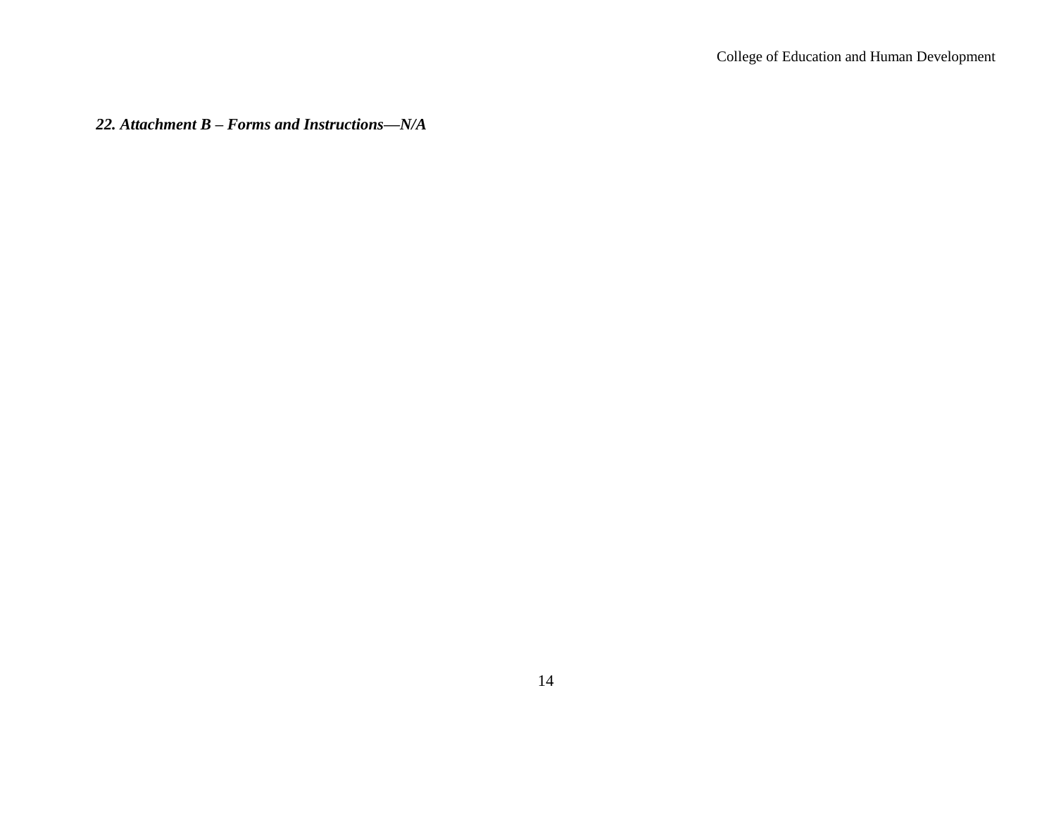### ***22. Attachment B – Forms and Instructions—N/A***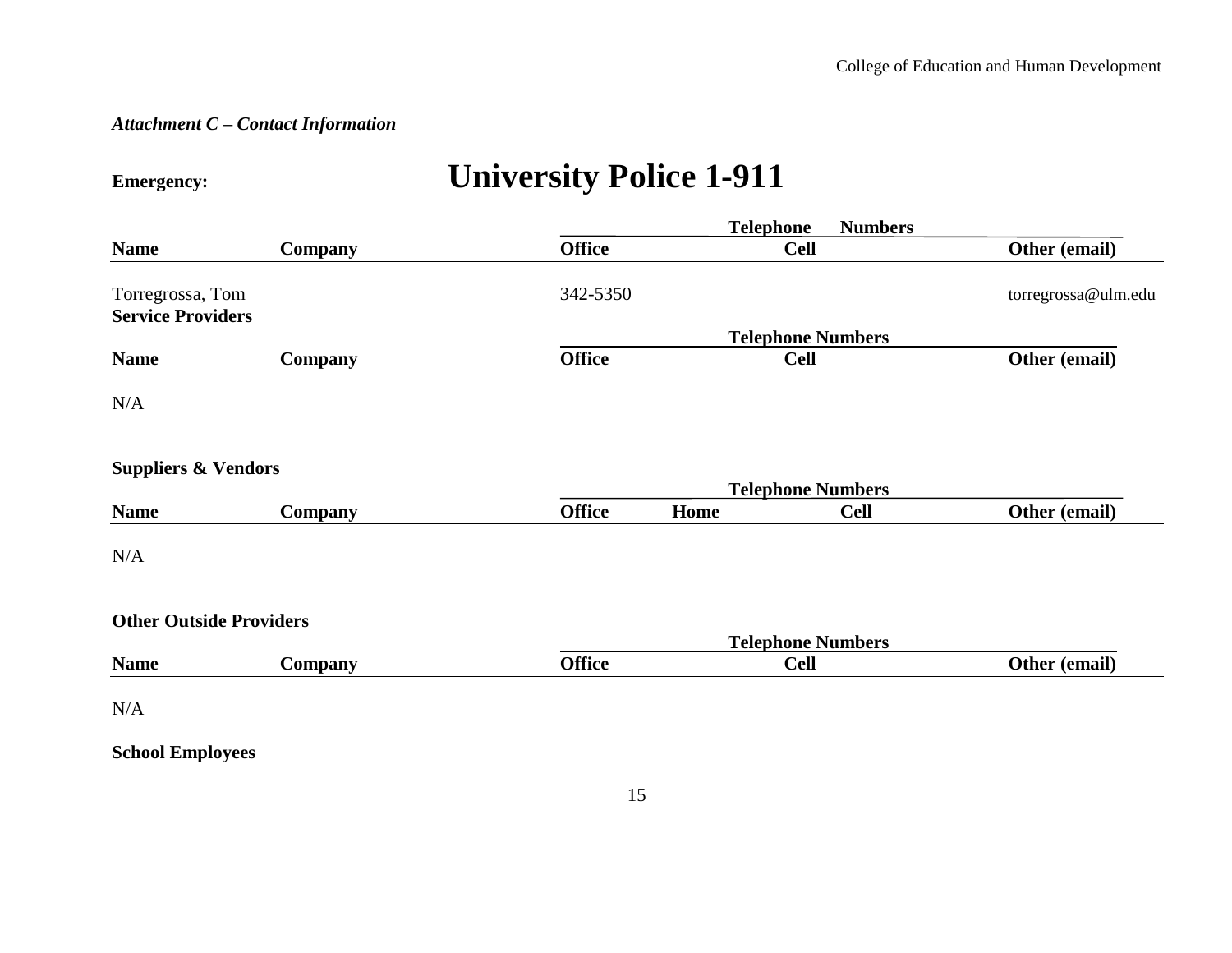*Attachment C – Contact Information*

**Emergency:** **University Police 1-911**

| Name | Company | Office (Telephone Numbers) | Cell (Telephone Numbers) | Other (email) |
|---|---|---|---|---|
| Torregrossa, Tom | | 342-5350 | | torregrossa@ulm.edu |

**Service Providers**

| Name | Company | Office (Telephone Numbers) | Cell (Telephone Numbers) | Other (email) |
|---|---|---|---|---|
| N/A | | | | |

**Suppliers & Vendors**

| Name | Company | Office (Telephone Numbers) | Home (Telephone Numbers) | Cell (Telephone Numbers) | Other (email) |
|---|---|---|---|---|---|
| N/A | | | | | |

**Other Outside Providers**

| Name | Company | Office (Telephone Numbers) | Cell (Telephone Numbers) | Other (email) |
|---|---|---|---|---|
| N/A | | | | |

**School Employees**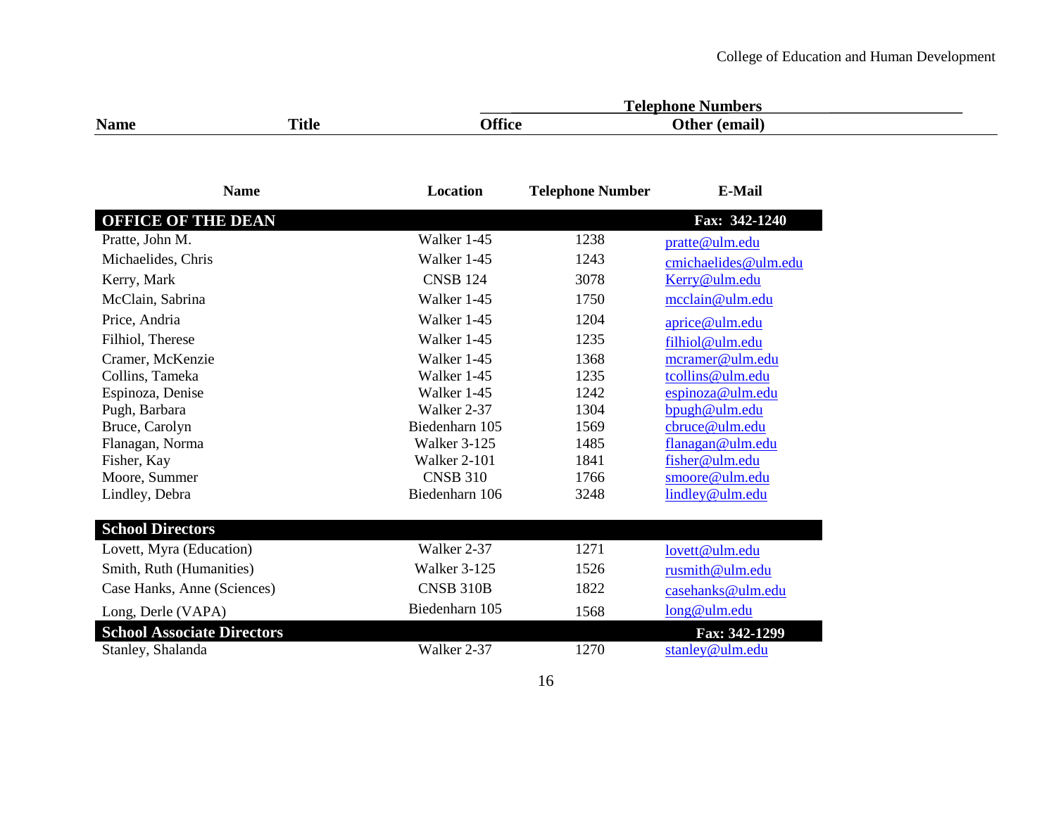| Name | Title | Telephone Numbers | |
|---|---|---|---|
| | | Office | Other (email) |

| Name | Location | Telephone Number | E-Mail |
|---|---|---|---|
| **OFFICE OF THE DEAN** | | | **Fax: 342-1240** |
| Pratte, John M. | Walker 1-45 | 1238 | pratte@ulm.edu |
| Michaelides, Chris | Walker 1-45 | 1243 | cmichaelides@ulm.edu |
| Kerry, Mark | CNSB 124 | 3078 | Kerry@ulm.edu |
| McClain, Sabrina | Walker 1-45 | 1750 | mcclain@ulm.edu |
| Price, Andria | Walker 1-45 | 1204 | aprice@ulm.edu |
| Filhiol, Therese | Walker 1-45 | 1235 | filhiol@ulm.edu |
| Cramer, McKenzie | Walker 1-45 | 1368 | mcramer@ulm.edu |
| Collins, Tameka | Walker 1-45 | 1235 | tcollins@ulm.edu |
| Espinoza, Denise | Walker 1-45 | 1242 | espinoza@ulm.edu |
| Pugh, Barbara | Walker 2-37 | 1304 | bpugh@ulm.edu |
| Bruce, Carolyn | Biedenharn 105 | 1569 | cbruce@ulm.edu |
| Flanagan, Norma | Walker 3-125 | 1485 | flanagan@ulm.edu |
| Fisher, Kay | Walker 2-101 | 1841 | fisher@ulm.edu |
| Moore, Summer | CNSB 310 | 1766 | smoore@ulm.edu |
| Lindley, Debra | Biedenharn 106 | 3248 | lindley@ulm.edu |
| **School Directors** | | | |
| Lovett, Myra (Education) | Walker 2-37 | 1271 | lovett@ulm.edu |
| Smith, Ruth (Humanities) | Walker 3-125 | 1526 | rusmith@ulm.edu |
| Case Hanks, Anne (Sciences) | CNSB 310B | 1822 | casehanks@ulm.edu |
| Long, Derle (VAPA) | Biedenharn 105 | 1568 | long@ulm.edu |
| **School Associate Directors** | | | **Fax: 342-1299** |
| Stanley, Shalanda | Walker 2-37 | 1270 | stanley@ulm.edu |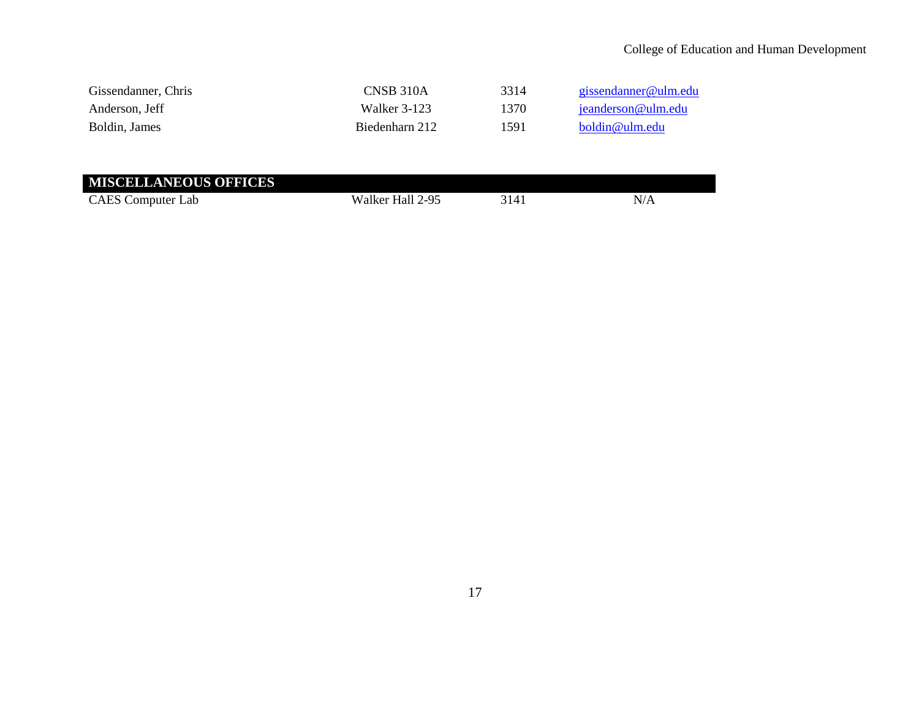| | | | |
|---|---|---|---|
| Gissendanner, Chris | CNSB 310A | 3314 | gissendanner@ulm.edu |
| Anderson, Jeff | Walker 3-123 | 1370 | jeanderson@ulm.edu |
| Boldin, James | Biedenharn 212 | 1591 | boldin@ulm.edu |

| MISCELLANEOUS OFFICES | | | |
|---|---|---|---|
| CAES Computer Lab | Walker Hall 2-95 | 3141 | N/A |